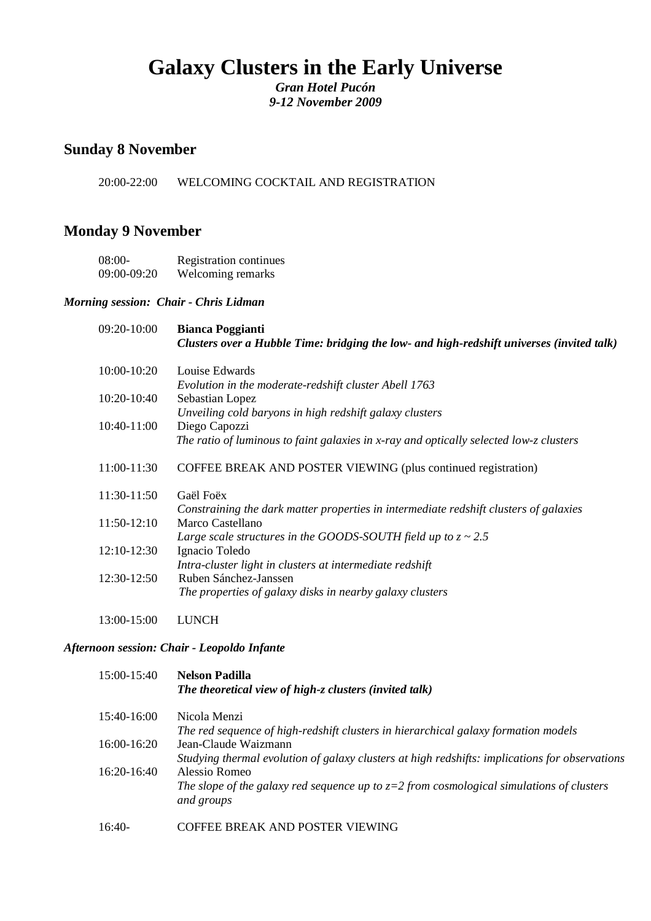# Galaxy Clusters in the Early Universe

***Gran Hotel Pucón***
***9-12 November 2009***

## Sunday 8 November

20:00-22:00 WELCOMING COCKTAIL AND REGISTRATION

## Monday 9 November

08:00- Registration continues
09:00-09:20 Welcoming remarks

***Morning session: Chair - Chris Lidman***

09:20-10:00 **Bianca Poggianti**
***Clusters over a Hubble Time: bridging the low- and high-redshift universes (invited talk)***

10:00-10:20 Louise Edwards
*Evolution in the moderate-redshift cluster Abell 1763*

10:20-10:40 Sebastian Lopez
*Unveiling cold baryons in high redshift galaxy clusters*

10:40-11:00 Diego Capozzi
*The ratio of luminous to faint galaxies in x-ray and optically selected low-z clusters*

11:00-11:30 COFFEE BREAK AND POSTER VIEWING (plus continued registration)

11:30-11:50 Gaël Foëx
*Constraining the dark matter properties in intermediate redshift clusters of galaxies*

11:50-12:10 Marco Castellano
*Large scale structures in the GOODS-SOUTH field up to z ~ 2.5*

12:10-12:30 Ignacio Toledo
*Intra-cluster light in clusters at intermediate redshift*

12:30-12:50 Ruben Sánchez-Janssen
*The properties of galaxy disks in nearby galaxy clusters*

13:00-15:00 LUNCH

***Afternoon session: Chair - Leopoldo Infante***

15:00-15:40 **Nelson Padilla**
***The theoretical view of high-z clusters (invited talk)***

15:40-16:00 Nicola Menzi
*The red sequence of high-redshift clusters in hierarchical galaxy formation models*

16:00-16:20 Jean-Claude Waizmann
*Studying thermal evolution of galaxy clusters at high redshifts: implications for observations*

16:20-16:40 Alessio Romeo
*The slope of the galaxy red sequence up to z=2 from cosmological simulations of clusters and groups*

16:40- COFFEE BREAK AND POSTER VIEWING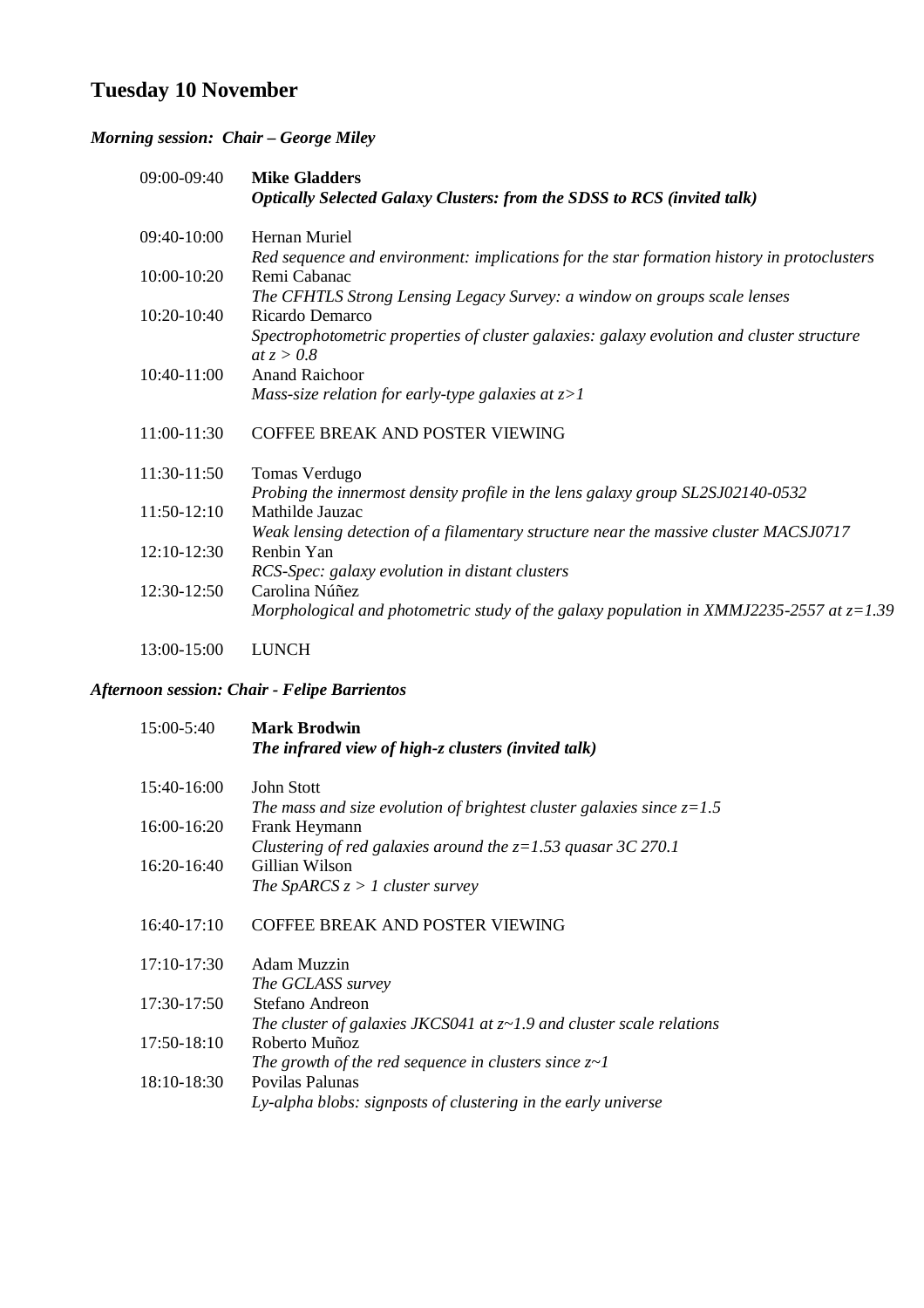# Tuesday 10 November

### *Morning session: Chair – George Miley*

| | |
|---|---|
| 09:00-09:40 | **Mike Gladders**<br>***Optically Selected Galaxy Clusters: from the SDSS to RCS (invited talk)*** |
| 09:40-10:00 | Hernan Muriel<br>*Red sequence and environment: implications for the star formation history in protoclusters* |
| 10:00-10:20 | Remi Cabanac<br>*The CFHTLS Strong Lensing Legacy Survey: a window on groups scale lenses* |
| 10:20-10:40 | Ricardo Demarco<br>*Spectrophotometric properties of cluster galaxies: galaxy evolution and cluster structure at $z > 0.8$* |
| 10:40-11:00 | Anand Raichoor<br>*Mass-size relation for early-type galaxies at $z>1$* |
| 11:00-11:30 | COFFEE BREAK AND POSTER VIEWING |
| 11:30-11:50 | Tomas Verdugo<br>*Probing the innermost density profile in the lens galaxy group SL2SJ02140-0532* |
| 11:50-12:10 | Mathilde Jauzac<br>*Weak lensing detection of a filamentary structure near the massive cluster MACSJ0717* |
| 12:10-12:30 | Renbin Yan<br>*RCS-Spec: galaxy evolution in distant clusters* |
| 12:30-12:50 | Carolina Núñez<br>*Morphological and photometric study of the galaxy population in XMMJ2235-2557 at $z=1.39$* |
| 13:00-15:00 | LUNCH |

### *Afternoon session: Chair - Felipe Barrientos*

| | |
|---|---|
| 15:00-5:40 | **Mark Brodwin**<br>***The infrared view of high-z clusters (invited talk)*** |
| 15:40-16:00 | John Stott<br>*The mass and size evolution of brightest cluster galaxies since $z=1.5$* |
| 16:00-16:20 | Frank Heymann<br>*Clustering of red galaxies around the $z=1.53$ quasar 3C 270.1* |
| 16:20-16:40 | Gillian Wilson<br>*The SpARCS $z > 1$ cluster survey* |
| 16:40-17:10 | COFFEE BREAK AND POSTER VIEWING |
| 17:10-17:30 | Adam Muzzin<br>*The GCLASS survey* |
| 17:30-17:50 | Stefano Andreon<br>*The cluster of galaxies JKCS041 at $z\sim1.9$ and cluster scale relations* |
| 17:50-18:10 | Roberto Muñoz<br>*The growth of the red sequence in clusters since $z\sim1$* |
| 18:10-18:30 | Povilas Palunas<br>*Ly-alpha blobs: signposts of clustering in the early universe* |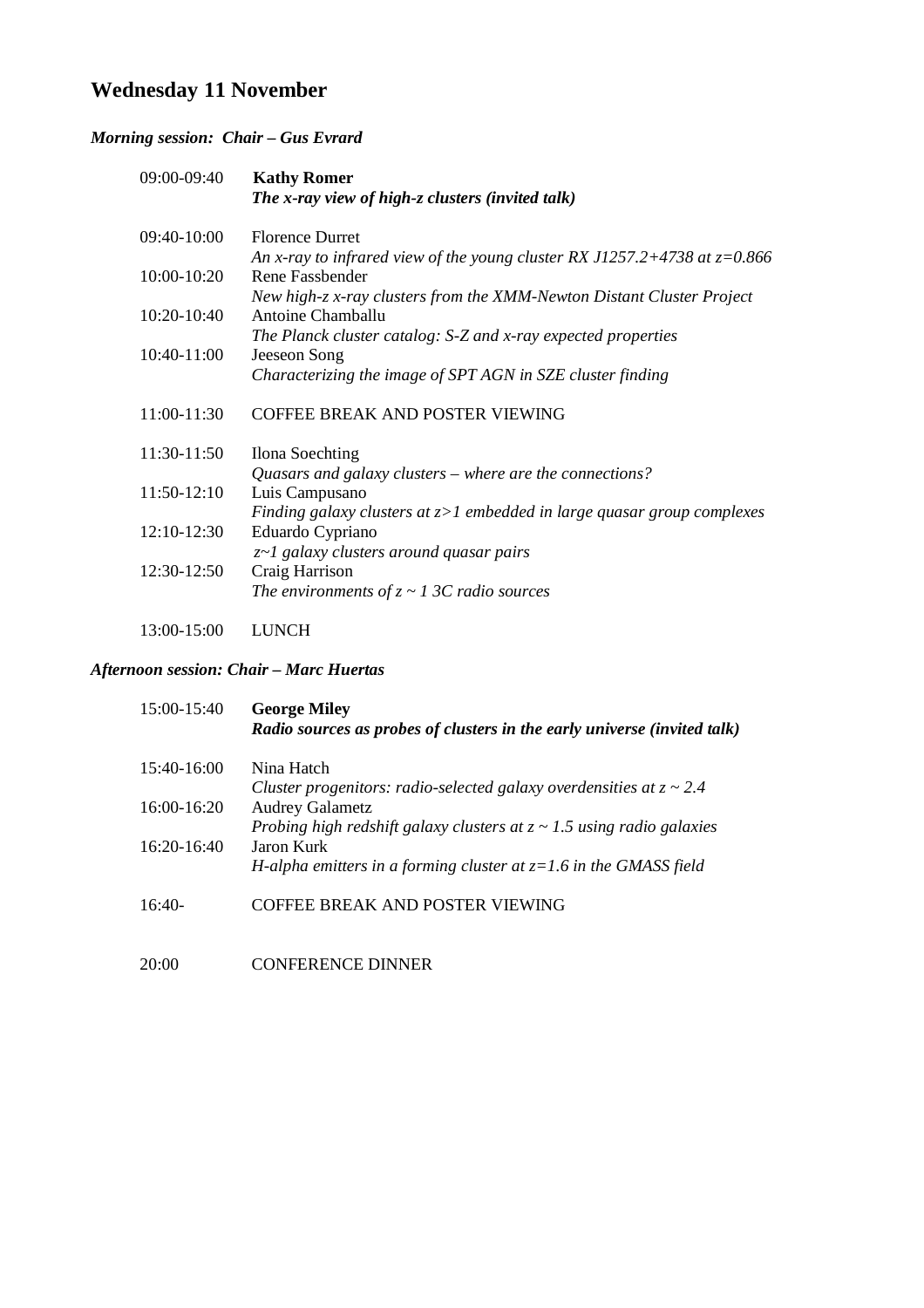## Wednesday 11 November

### *Morning session: Chair – Gus Evrard*

09:00-09:40 **Kathy Romer**
***The x-ray view of high-z clusters (invited talk)***

09:40-10:00 Florence Durret
*An x-ray to infrared view of the young cluster RX J1257.2+4738 at $z$=0.866*

10:00-10:20 Rene Fassbender
*New high-z x-ray clusters from the XMM-Newton Distant Cluster Project*

10:20-10:40 Antoine Chamballu
*The Planck cluster catalog: S-Z and x-ray expected properties*

10:40-11:00 Jeeseon Song
*Characterizing the image of SPT AGN in SZE cluster finding*

11:00-11:30 COFFEE BREAK AND POSTER VIEWING

11:30-11:50 Ilona Soechting
*Quasars and galaxy clusters – where are the connections?*

11:50-12:10 Luis Campusano
*Finding galaxy clusters at $z>1$ embedded in large quasar group complexes*

12:10-12:30 Eduardo Cypriano
*$z\sim1$ galaxy clusters around quasar pairs*

12:30-12:50 Craig Harrison
*The environments of $z \sim 1$ 3C radio sources*

13:00-15:00 LUNCH

### *Afternoon session: Chair – Marc Huertas*

15:00-15:40 **George Miley**
***Radio sources as probes of clusters in the early universe (invited talk)***

15:40-16:00 Nina Hatch
*Cluster progenitors: radio-selected galaxy overdensities at $z \sim 2.4$*

16:00-16:20 Audrey Galametz
*Probing high redshift galaxy clusters at $z \sim 1.5$ using radio galaxies*

16:20-16:40 Jaron Kurk
*H-alpha emitters in a forming cluster at $z$=1.6 in the GMASS field*

16:40- COFFEE BREAK AND POSTER VIEWING

20:00 CONFERENCE DINNER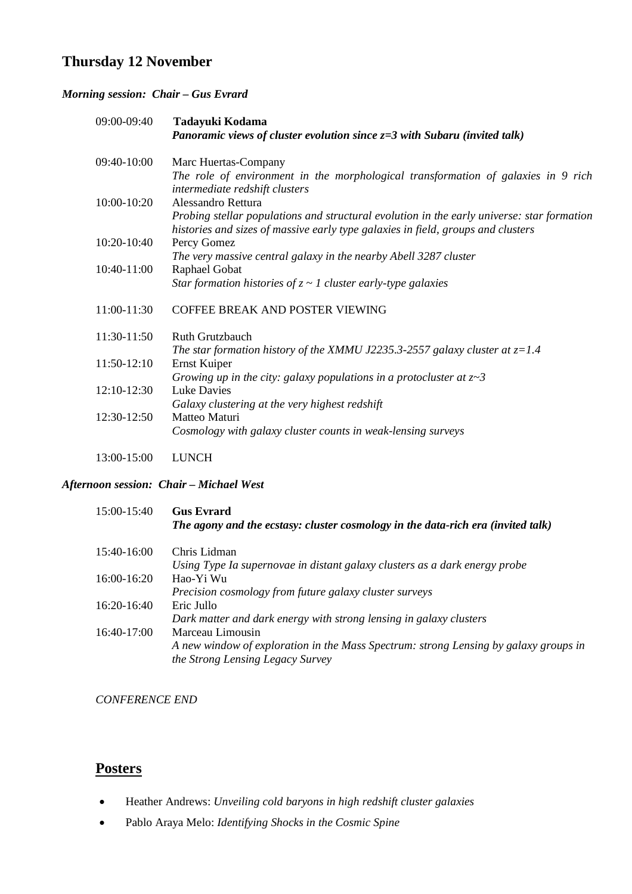## Thursday 12 November

***Morning session: Chair – Gus Evrard***

| | |
|---|---|
| 09:00-09:40 | **Tadayuki Kodama**<br>***Panoramic views of cluster evolution since z=3 with Subaru (invited talk)*** |
| 09:40-10:00 | Marc Huertas-Company<br>*The role of environment in the morphological transformation of galaxies in 9 rich intermediate redshift clusters* |
| 10:00-10:20 | Alessandro Rettura<br>*Probing stellar populations and structural evolution in the early universe: star formation histories and sizes of massive early type galaxies in field, groups and clusters* |
| 10:20-10:40 | Percy Gomez<br>*The very massive central galaxy in the nearby Abell 3287 cluster* |
| 10:40-11:00 | Raphael Gobat<br>*Star formation histories of z ~ 1 cluster early-type galaxies* |
| 11:00-11:30 | COFFEE BREAK AND POSTER VIEWING |
| 11:30-11:50 | Ruth Grutzbauch<br>*The star formation history of the XMMU J2235.3-2557 galaxy cluster at z=1.4* |
| 11:50-12:10 | Ernst Kuiper<br>*Growing up in the city: galaxy populations in a protocluster at z~3* |
| 12:10-12:30 | Luke Davies<br>*Galaxy clustering at the very highest redshift* |
| 12:30-12:50 | Matteo Maturi<br>*Cosmology with galaxy cluster counts in weak-lensing surveys* |
| 13:00-15:00 | LUNCH |

***Afternoon session: Chair – Michael West***

| | |
|---|---|
| 15:00-15:40 | **Gus Evrard**<br>***The agony and the ecstasy: cluster cosmology in the data-rich era (invited talk)*** |
| 15:40-16:00 | Chris Lidman<br>*Using Type Ia supernovae in distant galaxy clusters as a dark energy probe* |
| 16:00-16:20 | Hao-Yi Wu<br>*Precision cosmology from future galaxy cluster surveys* |
| 16:20-16:40 | Eric Jullo<br>*Dark matter and dark energy with strong lensing in galaxy clusters* |
| 16:40-17:00 | Marceau Limousin<br>*A new window of exploration in the Mass Spectrum: strong Lensing by galaxy groups in the Strong Lensing Legacy Survey* |

*CONFERENCE END*

## Posters

- Heather Andrews: *Unveiling cold baryons in high redshift cluster galaxies*
- Pablo Araya Melo: *Identifying Shocks in the Cosmic Spine*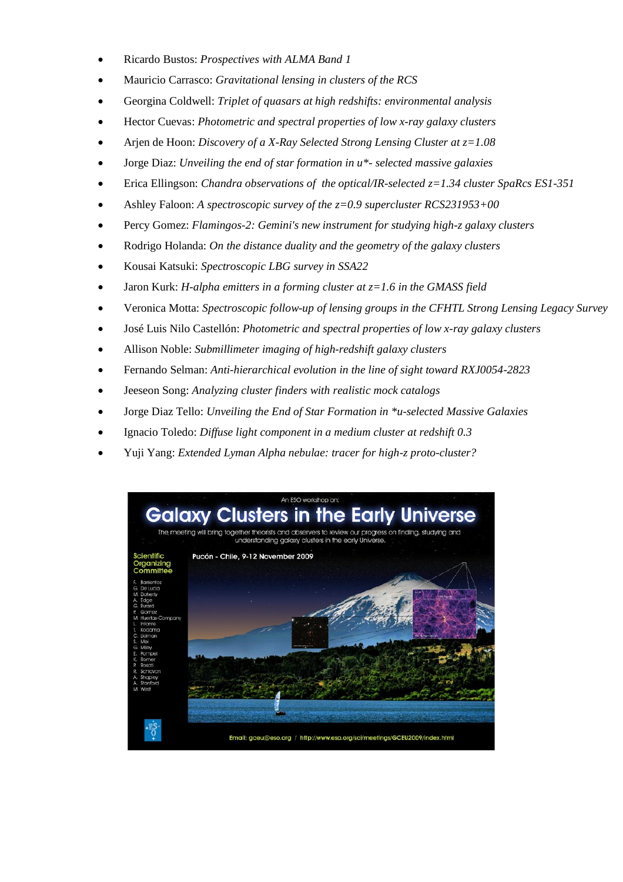- Ricardo Bustos: *Prospectives with ALMA Band 1*
- Mauricio Carrasco: *Gravitational lensing in clusters of the RCS*
- Georgina Coldwell: *Triplet of quasars at high redshifts: environmental analysis*
- Hector Cuevas: *Photometric and spectral properties of low x-ray galaxy clusters*
- Arjen de Hoon: *Discovery of a X-Ray Selected Strong Lensing Cluster at $z=1.08$*
- Jorge Diaz: *Unveiling the end of star formation in $u^*$- selected massive galaxies*
- Erica Ellingson: *Chandra observations of the optical/IR-selected $z=1.34$ cluster SpaRcs ES1-351*
- Ashley Faloon: *A spectroscopic survey of the $z=0.9$ supercluster RCS231953+00*
- Percy Gomez: *Flamingos-2: Gemini's new instrument for studying high-z galaxy clusters*
- Rodrigo Holanda: *On the distance duality and the geometry of the galaxy clusters*
- Kousai Katsuki: *Spectroscopic LBG survey in SSA22*
- Jaron Kurk: *H-alpha emitters in a forming cluster at $z=1.6$ in the GMASS field*
- Veronica Motta: *Spectroscopic follow-up of lensing groups in the CFHTL Strong Lensing Legacy Survey*
- José Luis Nilo Castellón: *Photometric and spectral properties of low x-ray galaxy clusters*
- Allison Noble: *Submillimeter imaging of high-redshift galaxy clusters*
- Fernando Selman: *Anti-hierarchical evolution in the line of sight toward RXJ0054-2823*
- Jeeseon Song: *Analyzing cluster finders with realistic mock catalogs*
- Jorge Diaz Tello: *Unveiling the End of Star Formation in *u-selected Massive Galaxies*
- Ignacio Toledo: *Diffuse light component in a medium cluster at redshift 0.3*
- Yuji Yang: *Extended Lyman Alpha nebulae: tracer for high-z proto-cluster?*